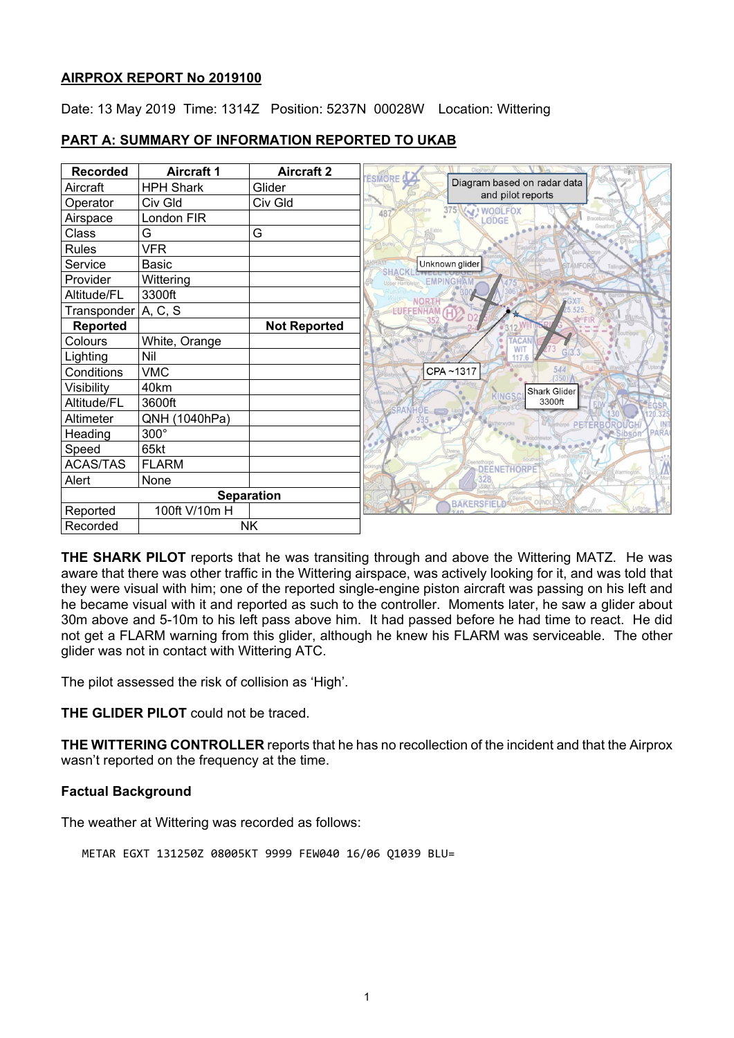**AIRPROX REPORT No 2019100**

Date: 13 May 2019 Time: 1314Z Position: 5237N 00028W Location: Wittering

**PART A: SUMMARY OF INFORMATION REPORTED TO UKAB**

| Recorded | Aircraft 1 | Aircraft 2 |
|---|---|---|
| Aircraft | HPH Shark | Glider |
| Operator | Civ Gld | Civ Gld |
| Airspace | London FIR | |
| Class | G | G |
| Rules | VFR | |
| Service | Basic | |
| Provider | Wittering | |
| Altitude/FL | 3300ft | |
| Transponder | A, C, S | |
| **Reported** | | **Not Reported** |
| Colours | White, Orange | |
| Lighting | Nil | |
| Conditions | VMC | |
| Visibility | 40km | |
| Altitude/FL | 3600ft | |
| Altimeter | QNH (1040hPa) | |
| Heading | 300° | |
| Speed | 65kt | |
| ACAS/TAS | FLARM | |
| Alert | None | |
| **Separation** | | |
| Reported | 100ft V/10m H | |
| Recorded | NK | |

**THE SHARK PILOT** reports that he was transiting through and above the Wittering MATZ. He was aware that there was other traffic in the Wittering airspace, was actively looking for it, and was told that they were visual with him; one of the reported single-engine piston aircraft was passing on his left and he became visual with it and reported as such to the controller. Moments later, he saw a glider about 30m above and 5-10m to his left pass above him. It had passed before he had time to react. He did not get a FLARM warning from this glider, although he knew his FLARM was serviceable. The other glider was not in contact with Wittering ATC.

The pilot assessed the risk of collision as 'High'.

**THE GLIDER PILOT** could not be traced.

**THE WITTERING CONTROLLER** reports that he has no recollection of the incident and that the Airprox wasn't reported on the frequency at the time.

### Factual Background

The weather at Wittering was recorded as follows:

```
METAR EGXT 131250Z 08005KT 9999 FEW040 16/06 Q1039 BLU=
```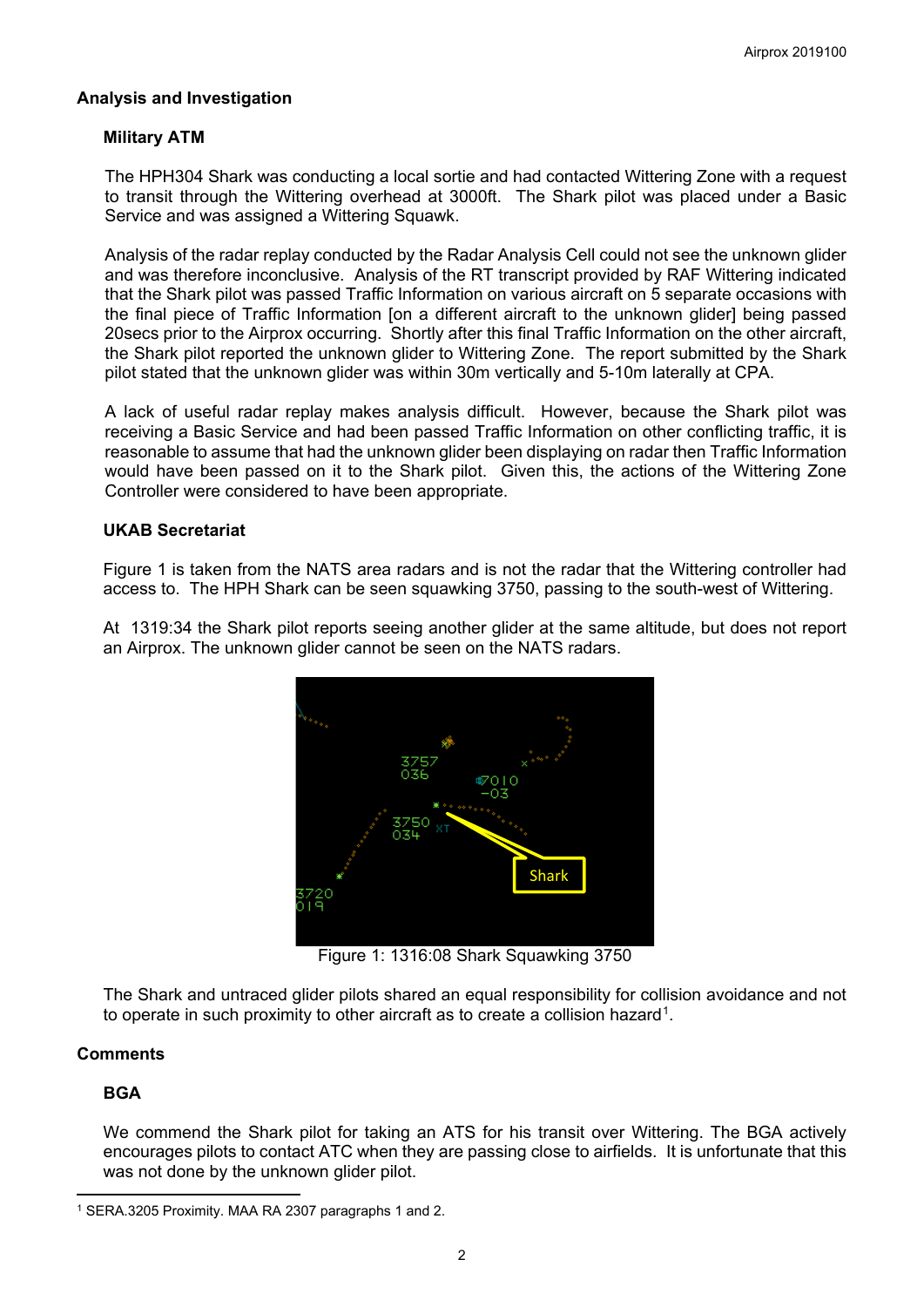## Analysis and Investigation

### Military ATM

The HPH304 Shark was conducting a local sortie and had contacted Wittering Zone with a request to transit through the Wittering overhead at 3000ft. The Shark pilot was placed under a Basic Service and was assigned a Wittering Squawk.

Analysis of the radar replay conducted by the Radar Analysis Cell could not see the unknown glider and was therefore inconclusive. Analysis of the RT transcript provided by RAF Wittering indicated that the Shark pilot was passed Traffic Information on various aircraft on 5 separate occasions with the final piece of Traffic Information [on a different aircraft to the unknown glider] being passed 20secs prior to the Airprox occurring. Shortly after this final Traffic Information on the other aircraft, the Shark pilot reported the unknown glider to Wittering Zone. The report submitted by the Shark pilot stated that the unknown glider was within 30m vertically and 5-10m laterally at CPA.

A lack of useful radar replay makes analysis difficult. However, because the Shark pilot was receiving a Basic Service and had been passed Traffic Information on other conflicting traffic, it is reasonable to assume that had the unknown glider been displaying on radar then Traffic Information would have been passed on it to the Shark pilot. Given this, the actions of the Wittering Zone Controller were considered to have been appropriate.

### UKAB Secretariat

Figure 1 is taken from the NATS area radars and is not the radar that the Wittering controller had access to. The HPH Shark can be seen squawking 3750, passing to the south-west of Wittering.

At 1319:34 the Shark pilot reports seeing another glider at the same altitude, but does not report an Airprox. The unknown glider cannot be seen on the NATS radars.

Figure 1: 1316:08 Shark Squawking 3750

The Shark and untraced glider pilots shared an equal responsibility for collision avoidance and not to operate in such proximity to other aircraft as to create a collision hazard[1].

## Comments

### BGA

We commend the Shark pilot for taking an ATS for his transit over Wittering. The BGA actively encourages pilots to contact ATC when they are passing close to airfields. It is unfortunate that this was not done by the unknown glider pilot.

[1] SERA.3205 Proximity. MAA RA 2307 paragraphs 1 and 2.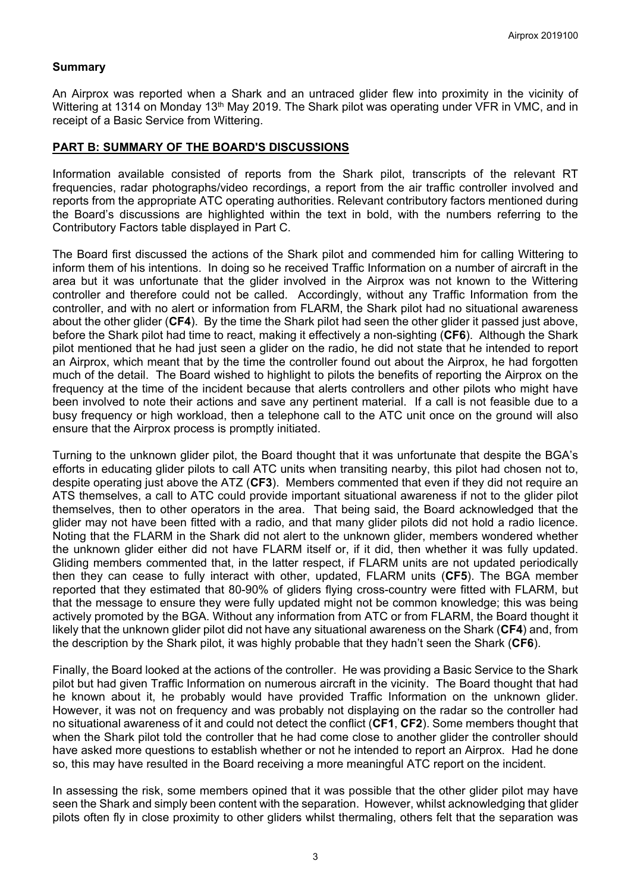## Summary

An Airprox was reported when a Shark and an untraced glider flew into proximity in the vicinity of Wittering at 1314 on Monday 13th May 2019. The Shark pilot was operating under VFR in VMC, and in receipt of a Basic Service from Wittering.

## PART B: SUMMARY OF THE BOARD'S DISCUSSIONS

Information available consisted of reports from the Shark pilot, transcripts of the relevant RT frequencies, radar photographs/video recordings, a report from the air traffic controller involved and reports from the appropriate ATC operating authorities. Relevant contributory factors mentioned during the Board's discussions are highlighted within the text in bold, with the numbers referring to the Contributory Factors table displayed in Part C.

The Board first discussed the actions of the Shark pilot and commended him for calling Wittering to inform them of his intentions. In doing so he received Traffic Information on a number of aircraft in the area but it was unfortunate that the glider involved in the Airprox was not known to the Wittering controller and therefore could not be called. Accordingly, without any Traffic Information from the controller, and with no alert or information from FLARM, the Shark pilot had no situational awareness about the other glider (**CF4**). By the time the Shark pilot had seen the other glider it passed just above, before the Shark pilot had time to react, making it effectively a non-sighting (**CF6**). Although the Shark pilot mentioned that he had just seen a glider on the radio, he did not state that he intended to report an Airprox, which meant that by the time the controller found out about the Airprox, he had forgotten much of the detail. The Board wished to highlight to pilots the benefits of reporting the Airprox on the frequency at the time of the incident because that alerts controllers and other pilots who might have been involved to note their actions and save any pertinent material. If a call is not feasible due to a busy frequency or high workload, then a telephone call to the ATC unit once on the ground will also ensure that the Airprox process is promptly initiated.

Turning to the unknown glider pilot, the Board thought that it was unfortunate that despite the BGA's efforts in educating glider pilots to call ATC units when transiting nearby, this pilot had chosen not to, despite operating just above the ATZ (**CF3**). Members commented that even if they did not require an ATS themselves, a call to ATC could provide important situational awareness if not to the glider pilot themselves, then to other operators in the area. That being said, the Board acknowledged that the glider may not have been fitted with a radio, and that many glider pilots did not hold a radio licence. Noting that the FLARM in the Shark did not alert to the unknown glider, members wondered whether the unknown glider either did not have FLARM itself or, if it did, then whether it was fully updated. Gliding members commented that, in the latter respect, if FLARM units are not updated periodically then they can cease to fully interact with other, updated, FLARM units (**CF5**). The BGA member reported that they estimated that 80-90% of gliders flying cross-country were fitted with FLARM, but that the message to ensure they were fully updated might not be common knowledge; this was being actively promoted by the BGA. Without any information from ATC or from FLARM, the Board thought it likely that the unknown glider pilot did not have any situational awareness on the Shark (**CF4**) and, from the description by the Shark pilot, it was highly probable that they hadn't seen the Shark (**CF6**).

Finally, the Board looked at the actions of the controller. He was providing a Basic Service to the Shark pilot but had given Traffic Information on numerous aircraft in the vicinity. The Board thought that had he known about it, he probably would have provided Traffic Information on the unknown glider. However, it was not on frequency and was probably not displaying on the radar so the controller had no situational awareness of it and could not detect the conflict (**CF1**, **CF2**). Some members thought that when the Shark pilot told the controller that he had come close to another glider the controller should have asked more questions to establish whether or not he intended to report an Airprox. Had he done so, this may have resulted in the Board receiving a more meaningful ATC report on the incident.

In assessing the risk, some members opined that it was possible that the other glider pilot may have seen the Shark and simply been content with the separation. However, whilst acknowledging that glider pilots often fly in close proximity to other gliders whilst thermaling, others felt that the separation was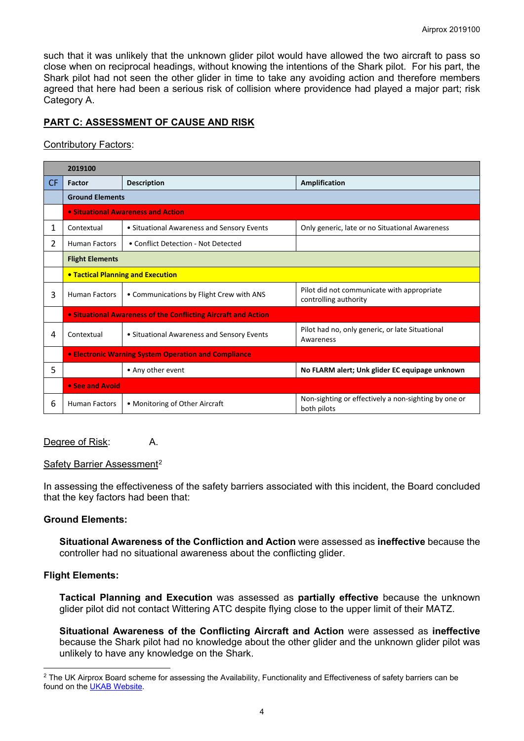such that it was unlikely that the unknown glider pilot would have allowed the two aircraft to pass so close when on reciprocal headings, without knowing the intentions of the Shark pilot. For his part, the Shark pilot had not seen the other glider in time to take any avoiding action and therefore members agreed that here had been a serious risk of collision where providence had played a major part; risk Category A.

## PART C: ASSESSMENT OF CAUSE AND RISK

Contributory Factors:

| | 2019100 | | |
|---|---|---|---|
| CF | Factor | Description | Amplification |
| | **Ground Elements** | | |
| | **• Situational Awareness and Action** | | |
| 1 | Contextual | • Situational Awareness and Sensory Events | Only generic, late or no Situational Awareness |
| 2 | Human Factors | • Conflict Detection - Not Detected | |
| | **Flight Elements** | | |
| | **• Tactical Planning and Execution** | | |
| 3 | Human Factors | • Communications by Flight Crew with ANS | Pilot did not communicate with appropriate controlling authority |
| | **• Situational Awareness of the Conflicting Aircraft and Action** | | |
| 4 | Contextual | • Situational Awareness and Sensory Events | Pilot had no, only generic, or late Situational Awareness |
| | **• Electronic Warning System Operation and Compliance** | | |
| 5 | | • Any other event | **No FLARM alert; Unk glider EC equipage unknown** |
| | **• See and Avoid** | | |
| 6 | Human Factors | • Monitoring of Other Aircraft | Non-sighting or effectively a non-sighting by one or both pilots |

Degree of Risk: A.

Safety Barrier Assessment[2]

In assessing the effectiveness of the safety barriers associated with this incident, the Board concluded that the key factors had been that:

**Ground Elements:**

**Situational Awareness of the Confliction and Action** were assessed as **ineffective** because the controller had no situational awareness about the conflicting glider.

**Flight Elements:**

**Tactical Planning and Execution** was assessed as **partially effective** because the unknown glider pilot did not contact Wittering ATC despite flying close to the upper limit of their MATZ.

**Situational Awareness of the Conflicting Aircraft and Action** were assessed as **ineffective** because the Shark pilot had no knowledge about the other glider and the unknown glider pilot was unlikely to have any knowledge on the Shark.

[2] The UK Airprox Board scheme for assessing the Availability, Functionality and Effectiveness of safety barriers can be found on the UKAB Website.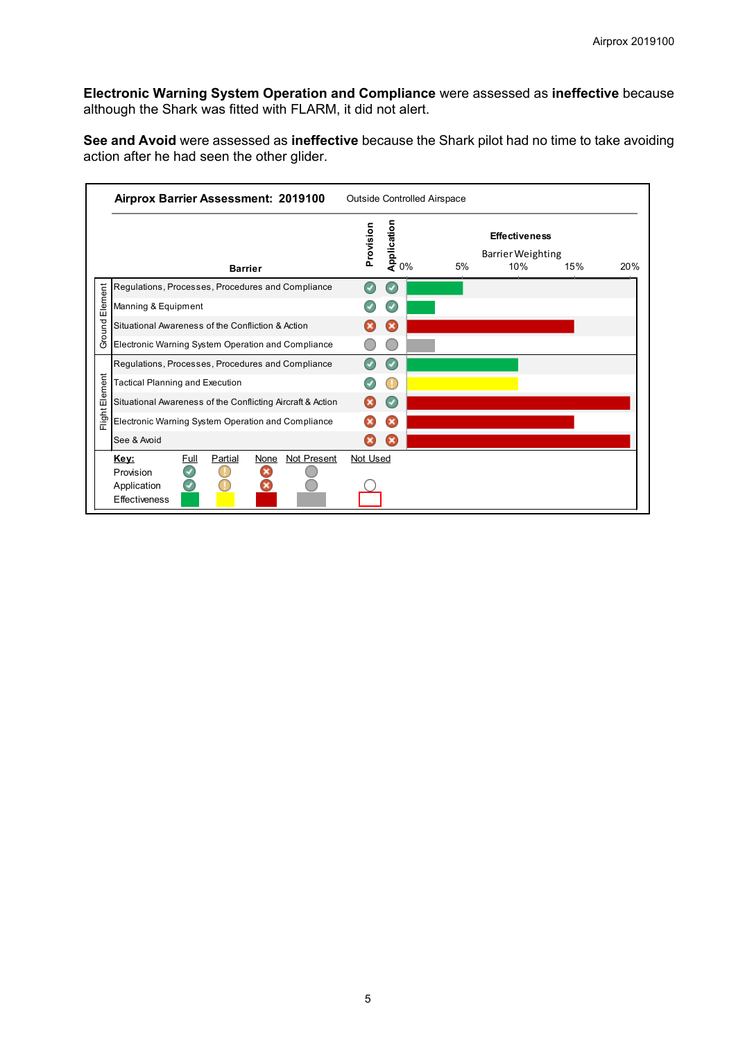**Electronic Warning System Operation and Compliance** were assessed as **ineffective** because although the Shark was fitted with FLARM, it did not alert.

**See and Avoid** were assessed as **ineffective** because the Shark pilot had no time to take avoiding action after he had seen the other glider.

**Airprox Barrier Assessment: 2019100** Outside Controlled Airspace

Barrier

Provision

Application

Effectiveness

Barrier Weighting

0% 5% 10% 15% 20%

Ground Element

Regulations, Processes, Procedures and Compliance

Manning & Equipment

Situational Awareness of the Confliction & Action

Electronic Warning System Operation and Compliance

Flight Element

Regulations, Processes, Procedures and Compliance

Tactical Planning and Execution

Situational Awareness of the Conflicting Aircraft & Action

Electronic Warning System Operation and Compliance

See & Avoid

**Key:** Full Partial None Not Present Not Used

Provision

Application

Effectiveness